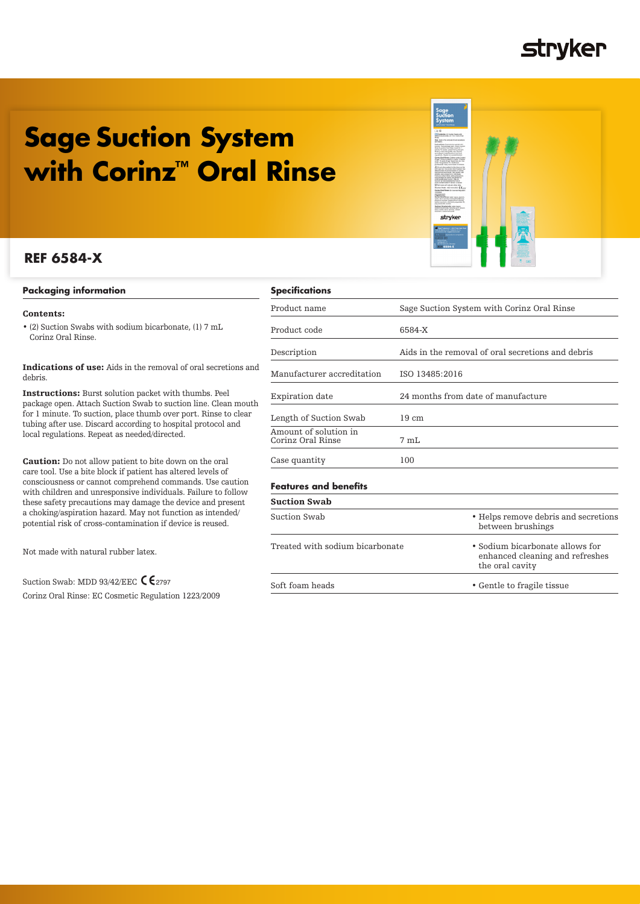# Sage Suction System with Corinz™ Oral Rinse

## REF 6584-X

### Packaging information

**Contents:**

- (2) Suction Swabs with sodium bicarbonate, (1) 7 mL Corinz Oral Rinse.

**Indications of use:** Aids in the removal of oral secretions and debris.

**Instructions:** Burst solution packet with thumbs. Peel package open. Attach Suction Swab to suction line. Clean mouth for 1 minute. To suction, place thumb over port. Rinse to clear tubing after use. Discard according to hospital protocol and local regulations. Repeat as needed/directed.

**Caution:** Do not allow patient to bite down on the oral care tool. Use a bite block if patient has altered levels of consciousness or cannot comprehend commands. Use caution with children and unresponsive individuals. Failure to follow these safety precautions may damage the device and present a choking/aspiration hazard. May not function as intended/ potential risk of cross-contamination if device is reused.

Not made with natural rubber latex.

Suction Swab: MDD 93/42/EEC CE 2797

Corinz Oral Rinse: EC Cosmetic Regulation 1223/2009

### Specifications

| Product name | Sage Suction System with Corinz Oral Rinse |
|---|---|
| Product code | 6584-X |
| Description | Aids in the removal of oral secretions and debris |
| Manufacturer accreditation | ISO 13485:2016 |
| Expiration date | 24 months from date of manufacture |
| Length of Suction Swab | 19 cm |
| Amount of solution in Corinz Oral Rinse | 7 mL |
| Case quantity | 100 |

### Features and benefits

| Suction Swab | |
|---|---|
| Suction Swab | • Helps remove debris and secretions between brushings |
| Treated with sodium bicarbonate | • Sodium bicarbonate allows for enhanced cleaning and refreshes the oral cavity |
| Soft foam heads | • Gentle to fragile tissue |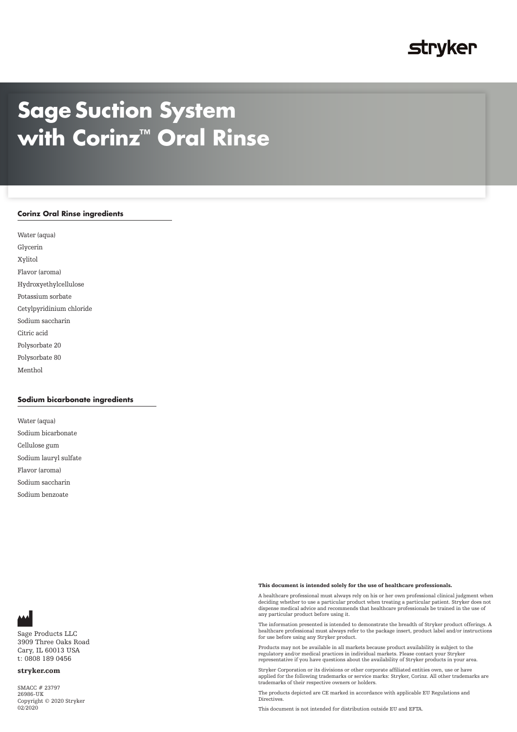stryker

# Sage Suction System with Corinz™ Oral Rinse

## Corinz Oral Rinse ingredients

Water (aqua)

Glycerin

Xylitol

Flavor (aroma)

Hydroxyethylcellulose

Potassium sorbate

Cetylpyridinium chloride

Sodium saccharin

Citric acid

Polysorbate 20

Polysorbate 80

Menthol

## Sodium bicarbonate ingredients

Water (aqua)

Sodium bicarbonate

Cellulose gum

Sodium lauryl sulfate

Flavor (aroma)

Sodium saccharin

Sodium benzoate

Sage Products LLC
3909 Three Oaks Road
Cary, IL 60013 USA
t: 0808 189 0456

**stryker.com**

SMACC # 23797
26986-UK
Copyright © 2020 Stryker
02/2020

**This document is intended solely for the use of healthcare professionals.**

A healthcare professional must always rely on his or her own professional clinical judgment when deciding whether to use a particular product when treating a particular patient. Stryker does not dispense medical advice and recommends that healthcare professionals be trained in the use of any particular product before using it.

The information presented is intended to demonstrate the breadth of Stryker product offerings. A healthcare professional must always refer to the package insert, product label and/or instructions for use before using any Stryker product.

Products may not be available in all markets because product availability is subject to the regulatory and/or medical practices in individual markets. Please contact your Stryker representative if you have questions about the availability of Stryker products in your area.

Stryker Corporation or its divisions or other corporate affiliated entities own, use or have applied for the following trademarks or service marks: Stryker, Corinz. All other trademarks are trademarks of their respective owners or holders.

The products depicted are CE marked in accordance with applicable EU Regulations and Directives.

This document is not intended for distribution outside EU and EFTA.